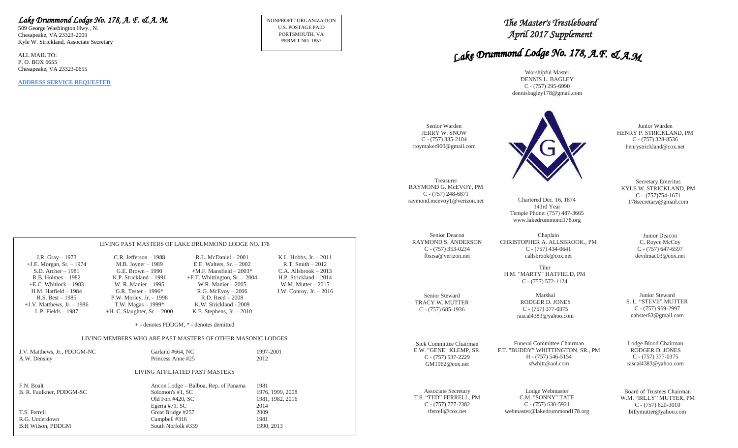*Lake Drummond Lodge No. 178, A. F. & A. M.*
509 George Washington Hwy., N.
Chesapeake, VA 23323-2009
Kyle W. Strickland, Associate Secretary

ALL MAIL TO:
P. O. BOX 6655
Chesapeake, VA 23323-0655

**ADDRESS SERVICE REQUESTED**

NONPROFIT ORGANIZATION
U.S. POSTAGE PAID
PORTSMOUTH, VA
PERMIT NO. 1857

## LIVING PAST MASTERS OF LAKE DRUMMOND LODGE NO. 178

| | | | |
|---|---|---|---|
| J.R. Gray – 1973 | C.R. Jefferson – 1988 | R.L. McDaniel – 2001 | K.L. Hobbs, Jr. – 2011 |
| +J.E. Morgan, Sr. – 1974 | M.B. Joyner – 1989 | E.E. Walters, Sr. – 2002 | R.T. Smith – 2012 |
| S.D. Archer – 1981 | G.E. Brown – 1990 | +M.F. Mansfield – 2003* | C.A. Allsbrook – 2013 |
| R.B. Holmes – 1982 | K.P. Strickland – 1991 | +F.T. Whittington, Sr. – 2004 | H.P. Strickland – 2014 |
| +E.C. Whitlock – 1983 | W. R. Manier – 1995 | W.R. Manier – 2005 | W.M. Mutter – 2015 |
| H.M. Hatfield – 1984 | G.R. Tester – 1996* | R.G. McEvoy – 2006 | J.W. Conroy, Jr. – 2016 |
| R.S. Best – 1985 | P.W. Morley, Jr. – 1998 | R.D. Reed – 2008 | |
| +J.V. Matthews, Jr. – 1986 | T.W. Magas – 1999* | K.W. Strickland - 2009 | |
| L.P. Fields – 1987 | +H. C. Slaughter, Sr. – 2000 | K.E. Stephens, Jr. – 2010 | |

+ - denotes PDDGM, * - denotes demitted

### LIVING MEMBERS WHO ARE PAST MASTERS OF OTHER MASONIC LODGES

| | | |
|---|---|---|
| J.V. Matthews, Jr., PDDGM-NC | Garland #664, NC | 1997-2001 |
| A.W. Densley | Princess Anne #25 | 2012 |

### LIVING AFFILIATED PAST MASTERS

| | | |
|---|---|---|
| F.N. Boalt | Ancon Lodge – Balboa, Rep. of Panama | 1981 |
| B. R. Faulkner, PDDGM-SC | Solomon's #1, SC | 1976, 1999, 2008 |
| | Old Fort #420, SC | 1981, 1982, 2016 |
| | Egeria #71, SC | 2014 |
| T.S. Ferrell | Great Bridge #257 | 2009 |
| R.G. Underdown | Campbell #316 | 1981 |
| B.H Wilson, PDDGM | South Norfolk #339 | 1990, 2013 |

# *The Master's Trestleboard*
# *April 2017 Supplement*

# *Lake Drummond Lodge No. 178, A.F. & A.M.*

Worshipful Master
DENNIS L. BAGLEY
C - (757) 295-6990
dennisbagley178@gmail.com

Senior Warden
JERRY W. SNOW
C - (757) 335-2104
rtoymaker900@gmail.com

Junior Warden
HENRY P. STRICKLAND, PM
C - (757) 328-8536
henrystrickland@cox.net

Treasurer
RAYMOND G. McEVOY, PM
C - (757) 248-6871
raymond.mcevoy1@verizon.net

Chartered Dec. 16, 1874
143rd Year
Temple Phone: (757) 487-3665
www.lakedrummond178.org

Secretary Emeritus
KYLE W. STRICKLAND, PM
C – (757)754-1671
178secretary@gmail.com

Senior Deacon
RAYMOND S. ANDERSON
C - (757) 353-0234
fbsrsa@verizon.net

Chaplain
CHRISTOPHER A. ALLSBROOK., PM
C - (757) 434-0641
callsbrook@cox.net

Junior Deacon
C. Royce McCoy
C - (757) 647-6597
devilmac03@cox.net

Tiler
H.M. "MARTY" HATFIELD, PM
C - (757) 572-1124

Senior Steward
TRACY W. MUTTER
C - (757) 685-1936

Marshal
RODGER D. JONES
C - (757) 377-0375
rascal4383@yahoo.com

Junior Steward
S. L. "STEVE" MUTTER
C - (757) 969-2997
nabster63@gmail.com

Sick Committee Chairman
E.W. "GENE" KLEMP, SR.
C - (757) 537-2229
GM1962@cox.net

Funeral Committee Chairman
F.T. "BUDDY" WHITTINGTON, SR., PM
H - (757) 546-5154
sfwhitt@aol.com

Lodge Blood Chairman
RODGER D. JONES
C - (757) 377-0375
rascal4383@yahoo.com

Associate Secretary
T.S. "TED" FERRELL, PM
C - (757) 777-2382
tferrell@cox.net

Lodge Webmaster
C.M. "SONNY" TATE
C - (757) 630-5921
webmaster@lakedrummond178.org

Board of Trustees Chairman
W.M. "BILLY" MUTTER, PM
C - (757) 620-3010
billymutter@yahoo.com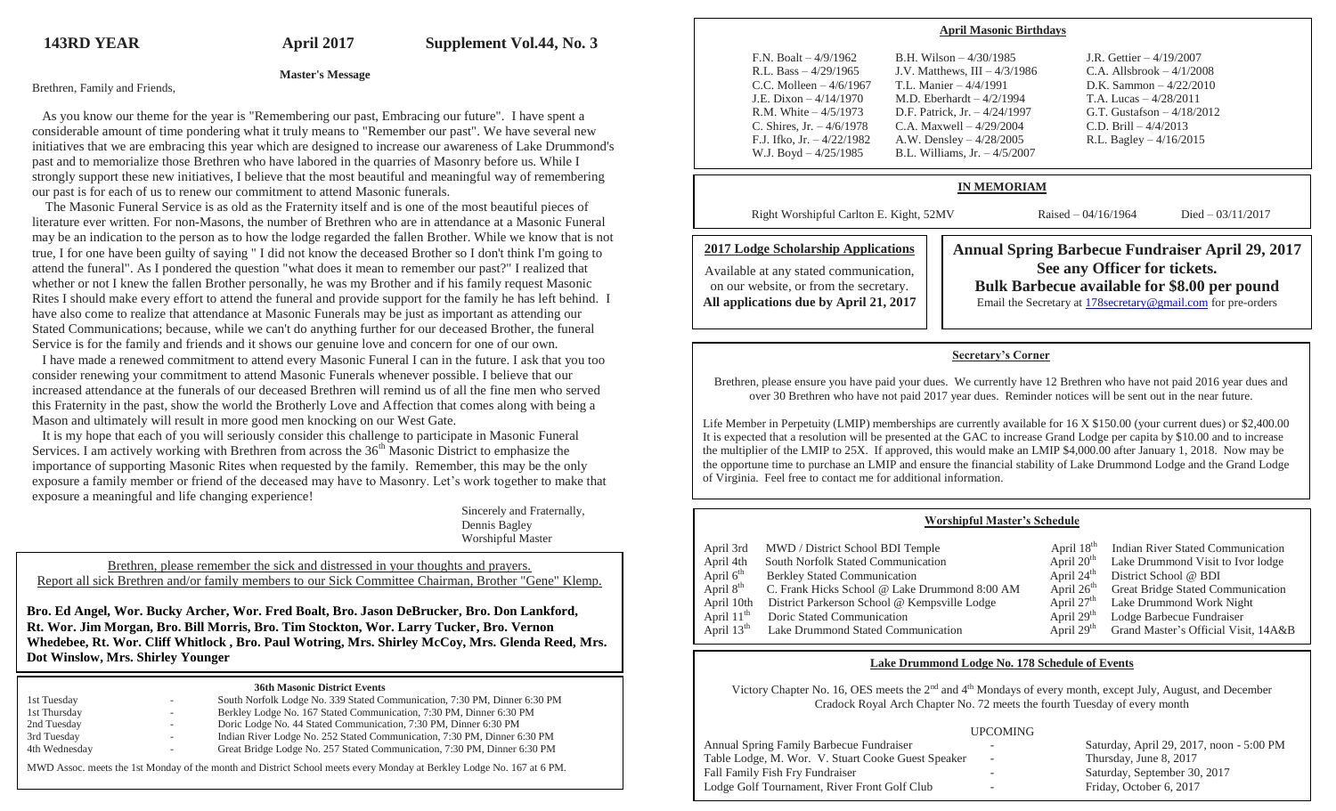**143RD YEAR** **April 2017** **Supplement Vol.44, No. 3**

**Master's Message**

Brethren, Family and Friends,

As you know our theme for the year is "Remembering our past, Embracing our future". I have spent a considerable amount of time pondering what it truly means to "Remember our past". We have several new initiatives that we are embracing this year which are designed to increase our awareness of Lake Drummond's past and to memorialize those Brethren who have labored in the quarries of Masonry before us. While I strongly support these new initiatives, I believe that the most beautiful and meaningful way of remembering our past is for each of us to renew our commitment to attend Masonic funerals.

The Masonic Funeral Service is as old as the Fraternity itself and is one of the most beautiful pieces of literature ever written. For non-Masons, the number of Brethren who are in attendance at a Masonic Funeral may be an indication to the person as to how the lodge regarded the fallen Brother. While we know that is not true, I for one have been guilty of saying " I did not know the deceased Brother so I don't think I'm going to attend the funeral". As I pondered the question "what does it mean to remember our past?" I realized that whether or not I knew the fallen Brother personally, he was my Brother and if his family request Masonic Rites I should make every effort to attend the funeral and provide support for the family he has left behind. I have also come to realize that attendance at Masonic Funerals may be just as important as attending our Stated Communications; because, while we can't do anything further for our deceased Brother, the funeral Service is for the family and friends and it shows our genuine love and concern for one of our own.

I have made a renewed commitment to attend every Masonic Funeral I can in the future. I ask that you too consider renewing your commitment to attend Masonic Funerals whenever possible. I believe that our increased attendance at the funerals of our deceased Brethren will remind us of all the fine men who served this Fraternity in the past, show the world the Brotherly Love and Affection that comes along with being a Mason and ultimately will result in more good men knocking on our West Gate.

It is my hope that each of you will seriously consider this challenge to participate in Masonic Funeral Services. I am actively working with Brethren from across the 36th Masonic District to emphasize the importance of supporting Masonic Rites when requested by the family. Remember, this may be the only exposure a family member or friend of the deceased may have to Masonry. Let's work together to make that exposure a meaningful and life changing experience!

Sincerely and Fraternally,
Dennis Bagley
Worshipful Master

Brethren, please remember the sick and distressed in your thoughts and prayers.
Report all sick Brethren and/or family members to our Sick Committee Chairman, Brother "Gene" Klemp.

**Bro. Ed Angel, Wor. Bucky Archer, Wor. Fred Boalt, Bro. Jason DeBrucker, Bro. Don Lankford, Rt. Wor. Jim Morgan, Bro. Bill Morris, Bro. Tim Stockton, Wor. Larry Tucker, Bro. Vernon Whedebee, Rt. Wor. Cliff Whitlock , Bro. Paul Wotring, Mrs. Shirley McCoy, Mrs. Glenda Reed, Mrs. Dot Winslow, Mrs. Shirley Younger**

**36th Masonic District Events**

| | | |
|---|---|---|
| 1st Tuesday | - | South Norfolk Lodge No. 339 Stated Communication, 7:30 PM, Dinner 6:30 PM |
| 1st Thursday | - | Berkley Lodge No. 167 Stated Communication, 7:30 PM, Dinner 6:30 PM |
| 2nd Tuesday | - | Doric Lodge No. 44 Stated Communication, 7:30 PM, Dinner 6:30 PM |
| 3rd Tuesday | - | Indian River Lodge No. 252 Stated Communication, 7:30 PM, Dinner 6:30 PM |
| 4th Wednesday | - | Great Bridge Lodge No. 257 Stated Communication, 7:30 PM, Dinner 6:30 PM |

MWD Assoc. meets the 1st Monday of the month and District School meets every Monday at Berkley Lodge No. 167 at 6 PM.

**April Masonic Birthdays**

| | | |
|---|---|---|
| F.N. Boalt – 4/9/1962 | B.H. Wilson – 4/30/1985 | J.R. Gettier – 4/19/2007 |
| R.L. Bass – 4/29/1965 | J.V. Matthews, III – 4/3/1986 | C.A. Allsbrook – 4/1/2008 |
| C.C. Molleen – 4/6/1967 | T.L. Manier – 4/4/1991 | D.K. Sammon – 4/22/2010 |
| J.E. Dixon – 4/14/1970 | M.D. Eberhardt – 4/2/1994 | T.A. Lucas – 4/28/2011 |
| R.M. White – 4/5/1973 | D.F. Patrick, Jr. – 4/24/1997 | G.T. Gustafson – 4/18/2012 |
| C. Shires, Jr. – 4/6/1978 | C.A. Maxwell – 4/29/2004 | C.D. Brill – 4/4/2013 |
| F.J. Ifko, Jr. – 4/22/1982 | A.W. Densley – 4/28/2005 | R.L. Bagley – 4/16/2015 |
| W.J. Boyd – 4/25/1985 | B.L. Williams, Jr. – 4/5/2007 | |

**IN MEMORIAM**

Right Worshipful Carlton E. Kight, 52MV — Raised – 04/16/1964 — Died – 03/11/2017

**2017 Lodge Scholarship Applications**

Available at any stated communication, on our website, or from the secretary.
**All applications due by April 21, 2017**

**Annual Spring Barbecue Fundraiser April 29, 2017**
**See any Officer for tickets.**
**Bulk Barbecue available for $8.00 per pound**
Email the Secretary at 178secretary@gmail.com for pre-orders

**Secretary's Corner**

Brethren, please ensure you have paid your dues. We currently have 12 Brethren who have not paid 2016 year dues and over 30 Brethren who have not paid 2017 year dues. Reminder notices will be sent out in the near future.

Life Member in Perpetuity (LMIP) memberships are currently available for 16 X $150.00 (your current dues) or $2,400.00 It is expected that a resolution will be presented at the GAC to increase Grand Lodge per capita by $10.00 and to increase the multiplier of the LMIP to 25X. If approved, this would make an LMIP $4,000.00 after January 1, 2018. Now may be the opportune time to purchase an LMIP and ensure the financial stability of Lake Drummond Lodge and the Grand Lodge of Virginia. Feel free to contact me for additional information.

**Worshipful Master's Schedule**

| | |
|---|---|
| April 3rd | MWD / District School BDI Temple |
| April 4th | South Norfolk Stated Communication |
| April 6th | Berkley Stated Communication |
| April 8th | C. Frank Hicks School @ Lake Drummond 8:00 AM |
| April 10th | District Parkerson School @ Kempsville Lodge |
| April 11th | Doric Stated Communication |
| April 13th | Lake Drummond Stated Communication |
| April 18th | Indian River Stated Communication |
| April 20th | Lake Drummond Visit to Ivor lodge |
| April 24th | District School @ BDI |
| April 26th | Great Bridge Stated Communication |
| April 27th | Lake Drummond Work Night |
| April 29th | Lodge Barbecue Fundraiser |
| April 29th | Grand Master's Official Visit, 14A&B |

**Lake Drummond Lodge No. 178 Schedule of Events**

Victory Chapter No. 16, OES meets the 2nd and 4th Mondays of every month, except July, August, and December
Cradock Royal Arch Chapter No. 72 meets the fourth Tuesday of every month

UPCOMING

| | | |
|---|---|---|
| Annual Spring Family Barbecue Fundraiser | - | Saturday, April 29, 2017, noon - 5:00 PM |
| Table Lodge, M. Wor. V. Stuart Cooke Guest Speaker | - | Thursday, June 8, 2017 |
| Fall Family Fish Fry Fundraiser | - | Saturday, September 30, 2017 |
| Lodge Golf Tournament, River Front Golf Club | - | Friday, October 6, 2017 |